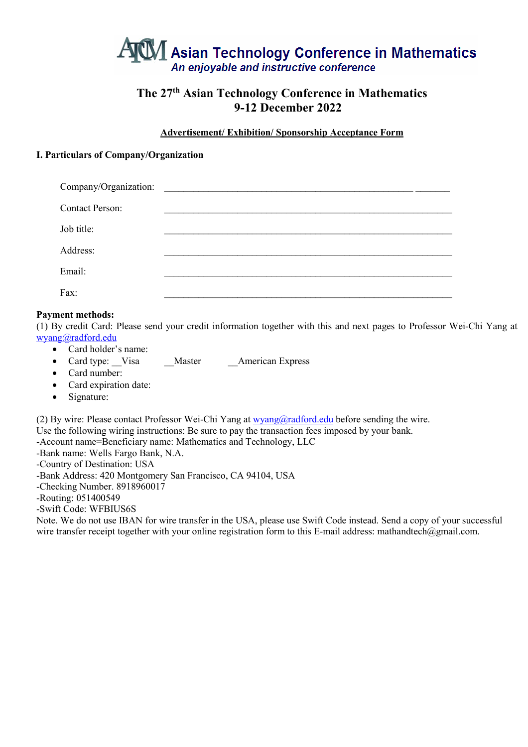# Asian Technology Conference in Mathematics

*An enjoyable and instructive conference*

## The 27th Asian Technology Conference in Mathematics
## 9-12 December 2022

**Advertisement/ Exhibition/ Sponsorship Acceptance Form**

### I. Particulars of Company/Organization

Company/Organization: ______________________________________________________ _______

Contact Person: _____________________________________________________________

Job title: _____________________________________________________________

Address: _____________________________________________________________

Email: _____________________________________________________________

Fax: _____________________________________________________________

**Payment methods:**

(1) By credit Card: Please send your credit information together with this and next pages to Professor Wei-Chi Yang at wyang@radford.edu

- Card holder's name:
- Card type: __Visa __Master __American Express
- Card number:
- Card expiration date:
- Signature:

(2) By wire: Please contact Professor Wei-Chi Yang at wyang@radford.edu before sending the wire.
Use the following wiring instructions: Be sure to pay the transaction fees imposed by your bank.
-Account name=Beneficiary name: Mathematics and Technology, LLC
-Bank name: Wells Fargo Bank, N.A.
-Country of Destination: USA
-Bank Address: 420 Montgomery San Francisco, CA 94104, USA
-Checking Number. 8918960017
-Routing: 051400549
-Swift Code: WFBIUS6S
Note. We do not use IBAN for wire transfer in the USA, please use Swift Code instead. Send a copy of your successful wire transfer receipt together with your online registration form to this E-mail address: mathandtech@gmail.com.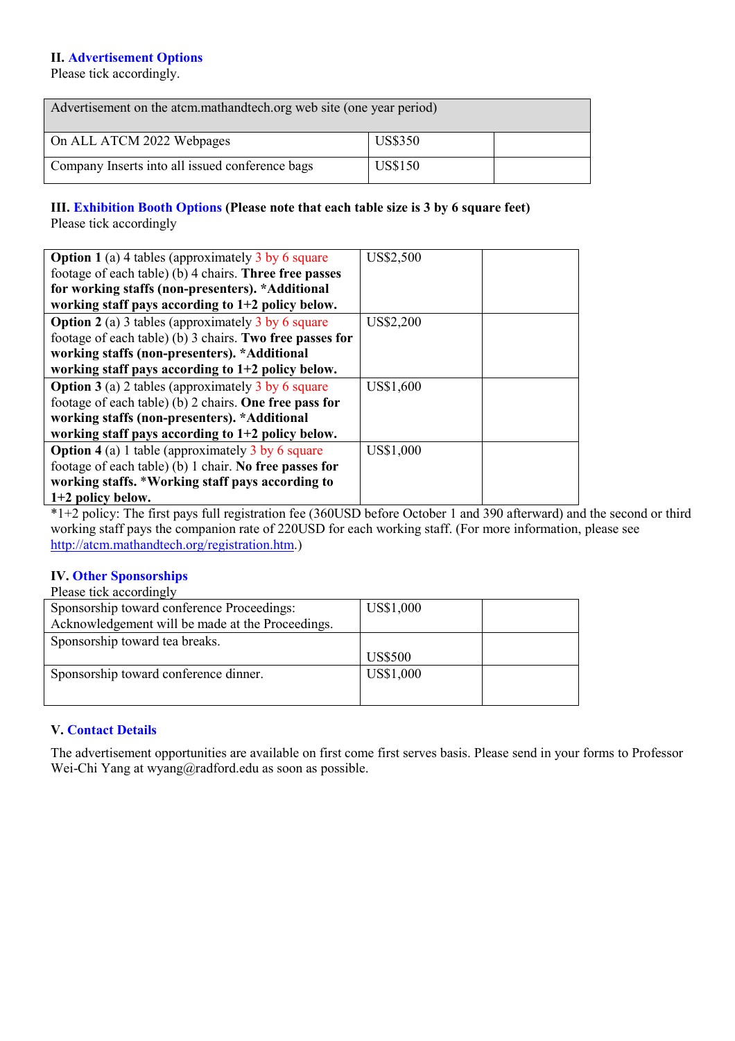## II. Advertisement Options

Please tick accordingly.

| Advertisement on the atcm.mathandtech.org web site (one year period) | | |
|---|---|---|
| On ALL ATCM 2022 Webpages | US$350 | |
| Company Inserts into all issued conference bags | US$150 | |

## III. Exhibition Booth Options (Please note that each table size is 3 by 6 square feet)

Please tick accordingly

| | | |
|---|---|---|
| **Option 1** (a) 4 tables (approximately 3 by 6 square footage of each table) (b) 4 chairs. **Three free passes for working staffs (non-presenters). *Additional working staff pays according to 1+2 policy below.** | US$2,500 | |
| **Option 2** (a) 3 tables (approximately 3 by 6 square footage of each table) (b) 3 chairs. **Two free passes for working staffs (non-presenters). *Additional working staff pays according to 1+2 policy below.** | US$2,200 | |
| **Option 3** (a) 2 tables (approximately 3 by 6 square footage of each table) (b) 2 chairs. **One free pass for working staffs (non-presenters). *Additional working staff pays according to 1+2 policy below.** | US$1,600 | |
| **Option 4** (a) 1 table (approximately 3 by 6 square footage of each table) (b) 1 chair. **No free passes for working staffs. *Working staff pays according to 1+2 policy below.** | US$1,000 | |

*1+2 policy: The first pays full registration fee (360USD before October 1 and 390 afterward) and the second or third working staff pays the companion rate of 220USD for each working staff. (For more information, please see http://atcm.mathandtech.org/registration.htm.)

## IV. Other Sponsorships

Please tick accordingly

| | | |
|---|---|---|
| Sponsorship toward conference Proceedings: Acknowledgement will be made at the Proceedings. | US$1,000 | |
| Sponsorship toward tea breaks. | US$500 | |
| Sponsorship toward conference dinner. | US$1,000 | |

## V. Contact Details

The advertisement opportunities are available on first come first serves basis. Please send in your forms to Professor Wei-Chi Yang at wyang@radford.edu as soon as possible.